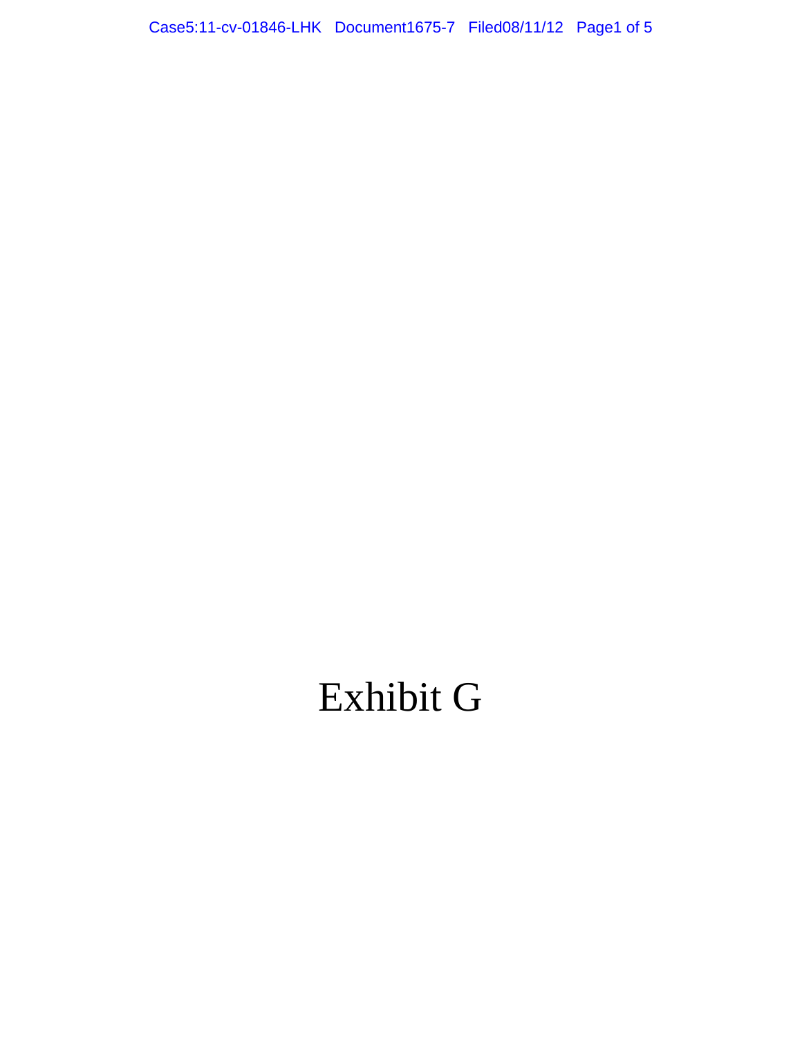# Exhibit G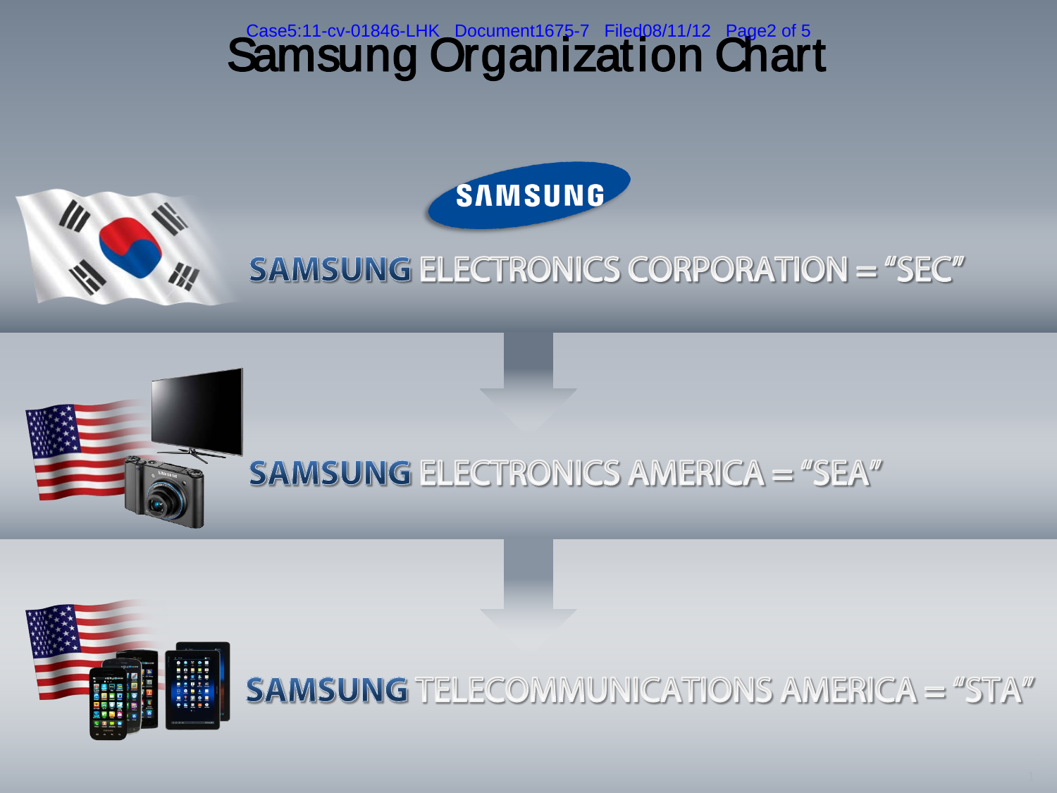# Samsung Organization Chart

SAMSUNG

SAMSUNG ELECTRONICS CORPORATION = "SEC"

SAMSUNG ELECTRONICS AMERICA = "SEA"

SAMSUNG TELECOMMUNICATIONS AMERICA = "STA"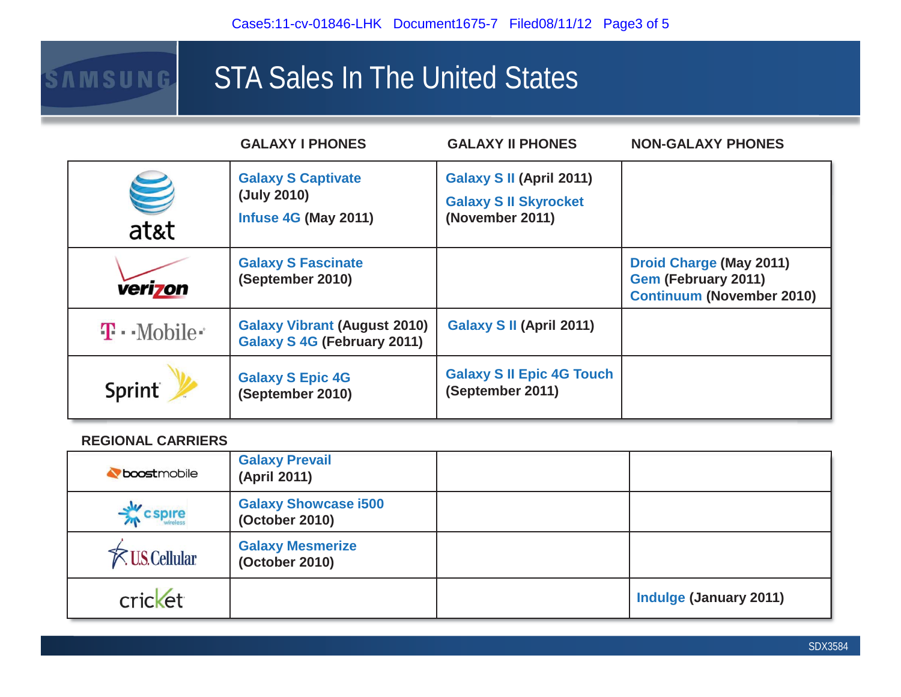# STA Sales In The United States

| | GALAXY I PHONES | GALAXY II PHONES | NON-GALAXY PHONES |
|---|---|---|---|
| at&t | Galaxy S Captivate (July 2010)<br>Infuse 4G (May 2011) | Galaxy S II (April 2011)<br>Galaxy S II Skyrocket (November 2011) | |
| verizon | Galaxy S Fascinate (September 2010) | | Droid Charge (May 2011)<br>Gem (February 2011)<br>Continuum (November 2010) |
| T-Mobile | Galaxy Vibrant (August 2010)<br>Galaxy S 4G (February 2011) | Galaxy S II (April 2011) | |
| Sprint | Galaxy S Epic 4G (September 2010) | Galaxy S II Epic 4G Touch (September 2011) | |

**REGIONAL CARRIERS**

| | | | |
|---|---|---|---|
| boostmobile | Galaxy Prevail (April 2011) | | |
| cspire wireless | Galaxy Showcase i500 (October 2010) | | |
| U.S. Cellular | Galaxy Mesmerize (October 2010) | | |
| cricket | | | Indulge (January 2011) |

SDX3584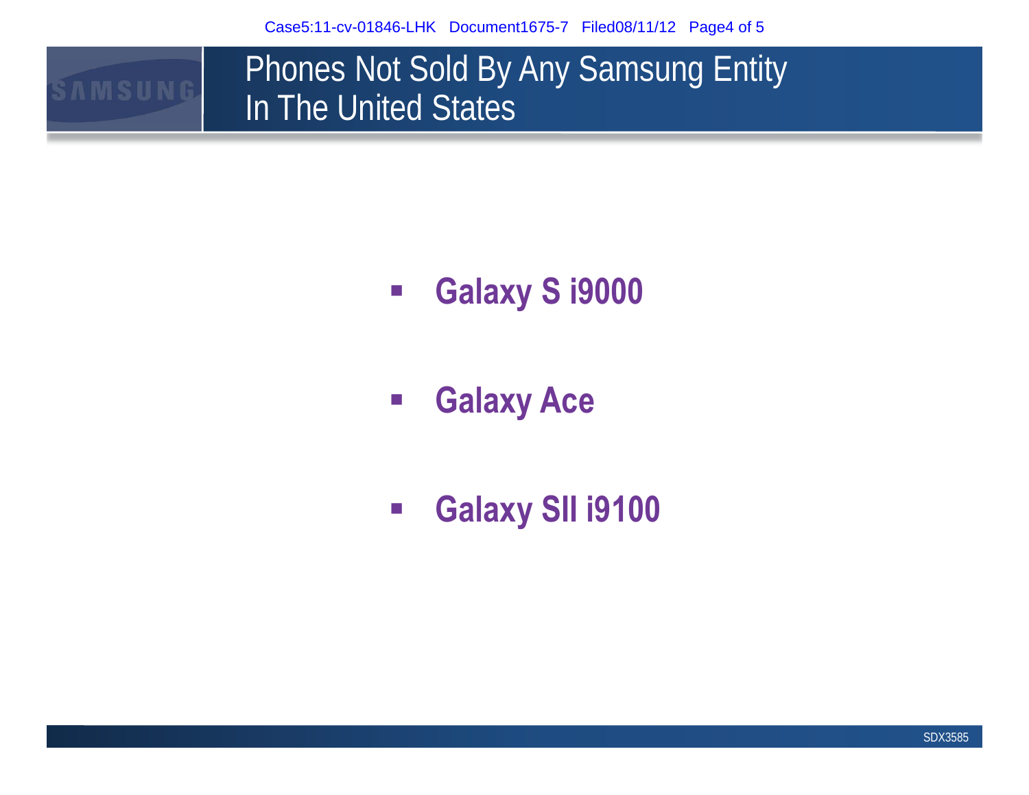# Phones Not Sold By Any Samsung Entity In The United States

- **Galaxy S i9000**
- **Galaxy Ace**
- **Galaxy SII i9100**

SDX3585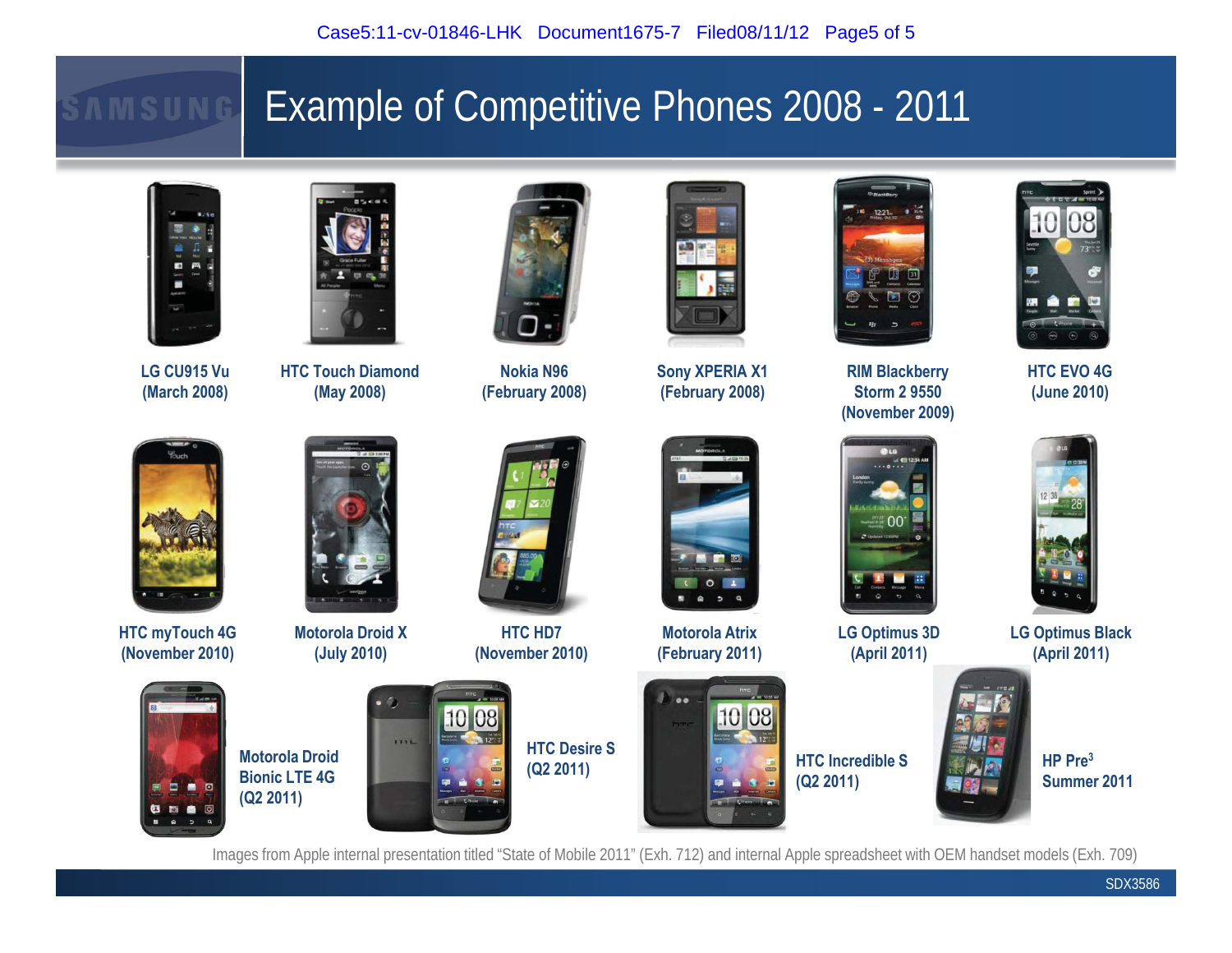# Example of Competitive Phones 2008 - 2011

LG CU915 Vu
(March 2008)

HTC Touch Diamond
(May 2008)

Nokia N96
(February 2008)

Sony XPERIA X1
(February 2008)

RIM Blackberry
Storm 2 9550
(November 2009)

HTC EVO 4G
(June 2010)

HTC myTouch 4G
(November 2010)

Motorola Droid X
(July 2010)

HTC HD7
(November 2010)

Motorola Atrix
(February 2011)

LG Optimus 3D
(April 2011)

LG Optimus Black
(April 2011)

Motorola Droid
Bionic LTE 4G
(Q2 2011)

HTC Desire S
(Q2 2011)

HTC Incredible S
(Q2 2011)

HP Pre[3]
Summer 2011

Images from Apple internal presentation titled “State of Mobile 2011” (Exh. 712) and internal Apple spreadsheet with OEM handset models (Exh. 709)

SDX3586